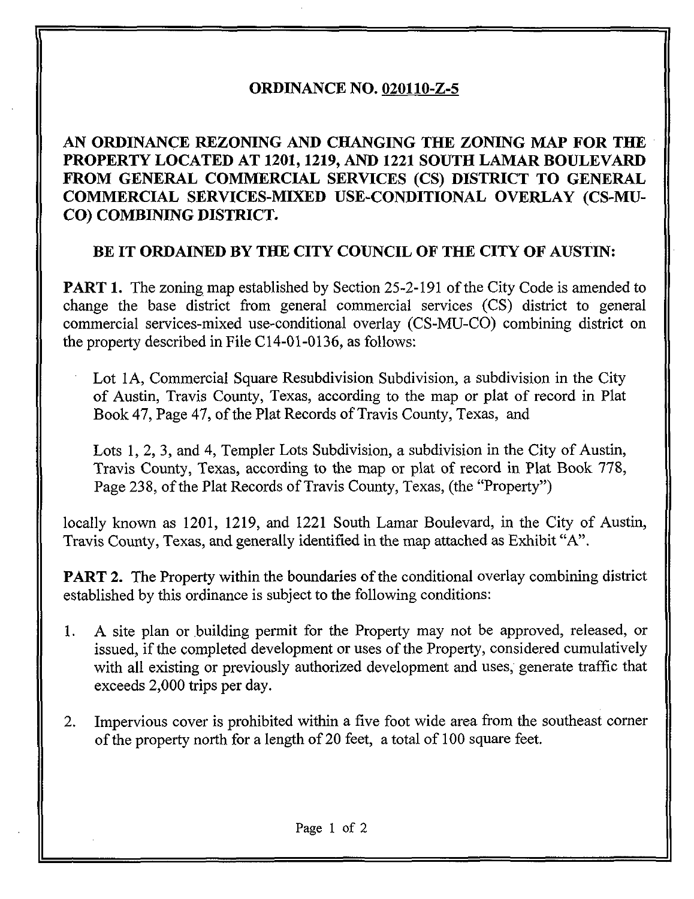# ORDINANCE NO. 020110-Z-5

## AN ORDINANCE REZONING AND CHANGING THE ZONING MAP FOR THE PROPERTY LOCATED AT 1201, 1219, AND 1221 SOUTH LAMAR BOULEVARD FROM GENERAL COMMERCIAL SERVICES (CS) DISTRICT TO GENERAL COMMERCIAL SERVICES-MIXED USE-CONDITIONAL OVERLAY (CS-MU-CO) COMBINING DISTRICT.

**BE IT ORDAINED BY THE CITY COUNCIL OF THE CITY OF AUSTIN:**

**PART 1.** The zoning map established by Section 25-2-191 of the City Code is amended to change the base district from general commercial services (CS) district to general commercial services-mixed use-conditional overlay (CS-MU-CO) combining district on the property described in File C14-01-0136, as follows:

> Lot 1A, Commercial Square Resubdivision Subdivision, a subdivision in the City of Austin, Travis County, Texas, according to the map or plat of record in Plat Book 47, Page 47, of the Plat Records of Travis County, Texas, and
>
> Lots 1, 2, 3, and 4, Templer Lots Subdivision, a subdivision in the City of Austin, Travis County, Texas, according to the map or plat of record in Plat Book 778, Page 238, of the Plat Records of Travis County, Texas, (the "Property")

locally known as 1201, 1219, and 1221 South Lamar Boulevard, in the City of Austin, Travis County, Texas, and generally identified in the map attached as Exhibit "A".

**PART 2.** The Property within the boundaries of the conditional overlay combining district established by this ordinance is subject to the following conditions:

1. A site plan or building permit for the Property may not be approved, released, or issued, if the completed development or uses of the Property, considered cumulatively with all existing or previously authorized development and uses, generate traffic that exceeds 2,000 trips per day.

2. Impervious cover is prohibited within a five foot wide area from the southeast corner of the property north for a length of 20 feet, a total of 100 square feet.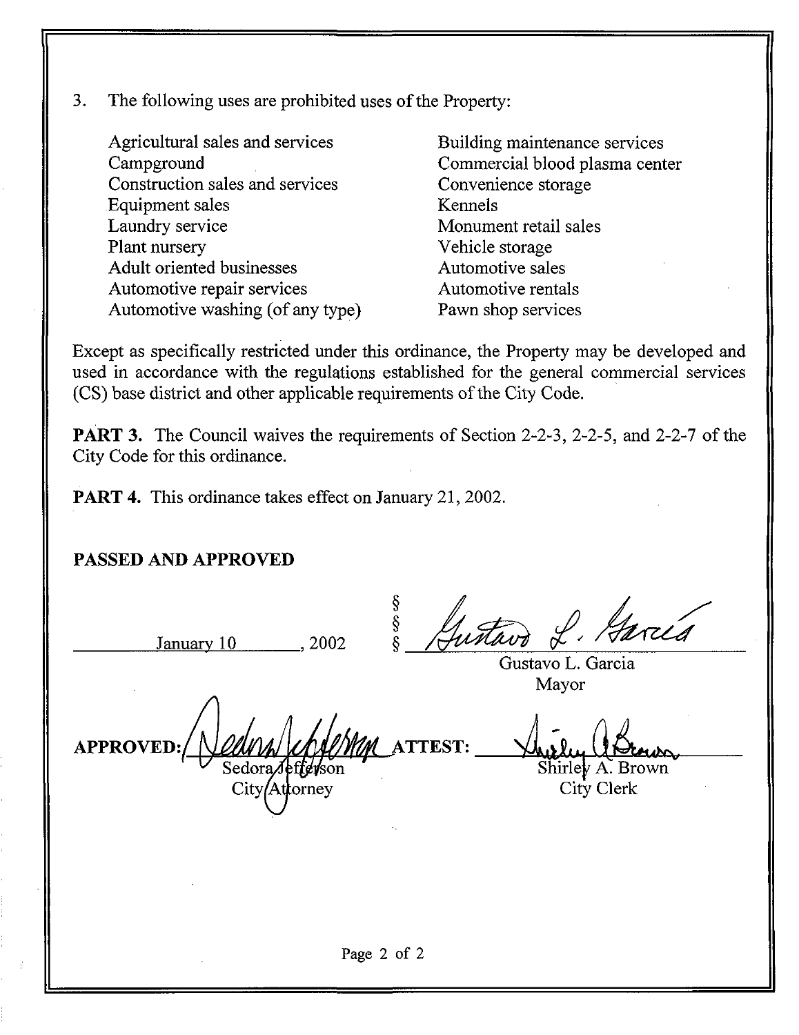3. The following uses are prohibited uses of the Property:

| | |
|---|---|
| Agricultural sales and services | Building maintenance services |
| Campground | Commercial blood plasma center |
| Construction sales and services | Convenience storage |
| Equipment sales | Kennels |
| Laundry service | Monument retail sales |
| Plant nursery | Vehicle storage |
| Adult oriented businesses | Automotive sales |
| Automotive repair services | Automotive rentals |
| Automotive washing (of any type) | Pawn shop services |

Except as specifically restricted under this ordinance, the Property may be developed and used in accordance with the regulations established for the general commercial services (CS) base district and other applicable requirements of the City Code.

**PART 3.** The Council waives the requirements of Section 2-2-3, 2-2-5, and 2-2-7 of the City Code for this ordinance.

**PART 4.** This ordinance takes effect on January 21, 2002.

**PASSED AND APPROVED**

January 10, 2002 § § §

Gustavo L. Garcia
Mayor

**APPROVED:** Sedora Jefferson
City Attorney

**ATTEST:** Shirley A. Brown
City Clerk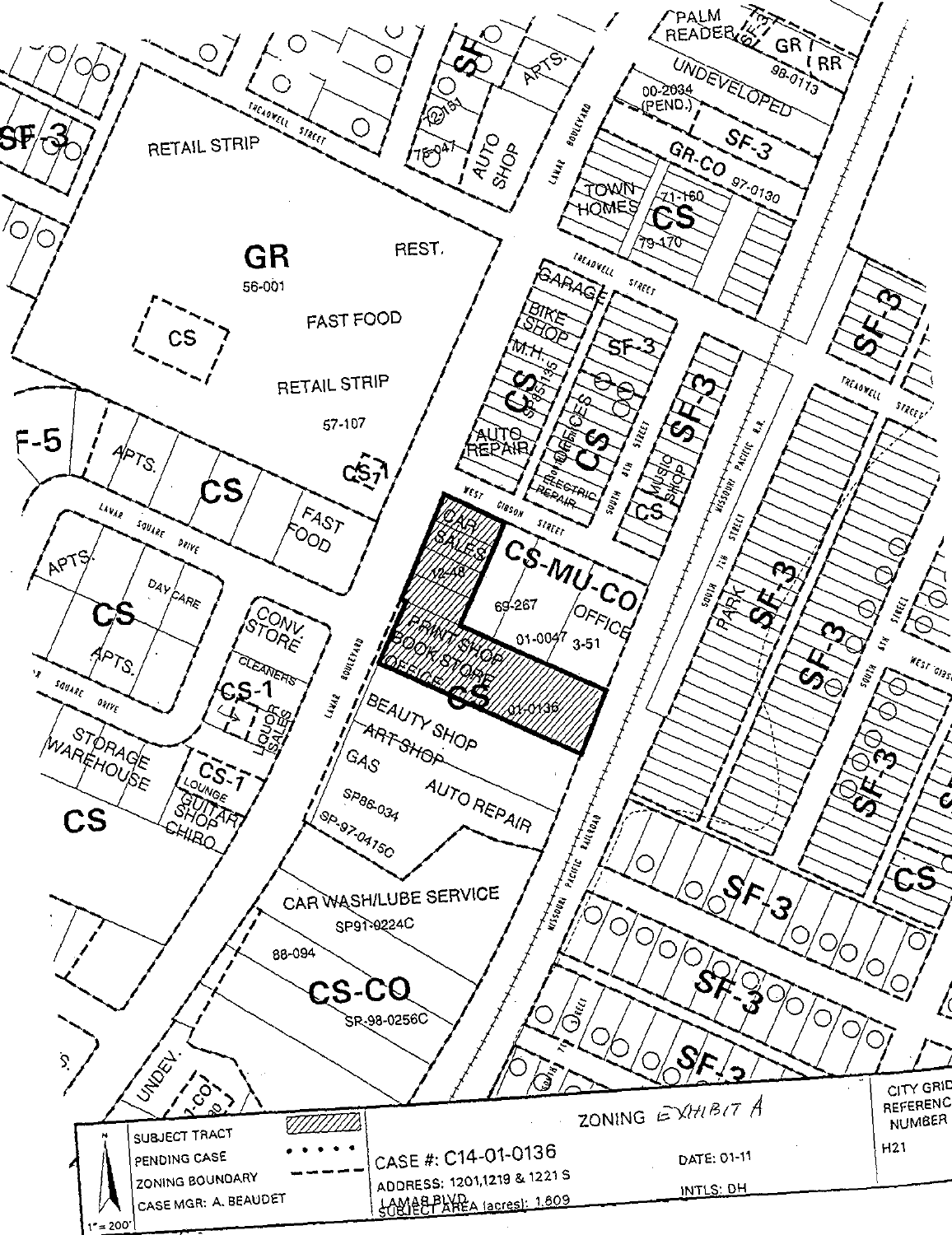ZONING EXHIBIT A

SUBJECT TRACT

PENDING CASE

ZONING BOUNDARY

CASE MGR: A. BEAUDET

1" = 200'

CASE #: C14-01-0136

ADDRESS: 1201,1219 & 1221 S LAMAR BLVD

SUBJECT AREA (acres): 1.609

DATE: 01-11

INTLS: DH

CITY GRID REFERENCE NUMBER

H21